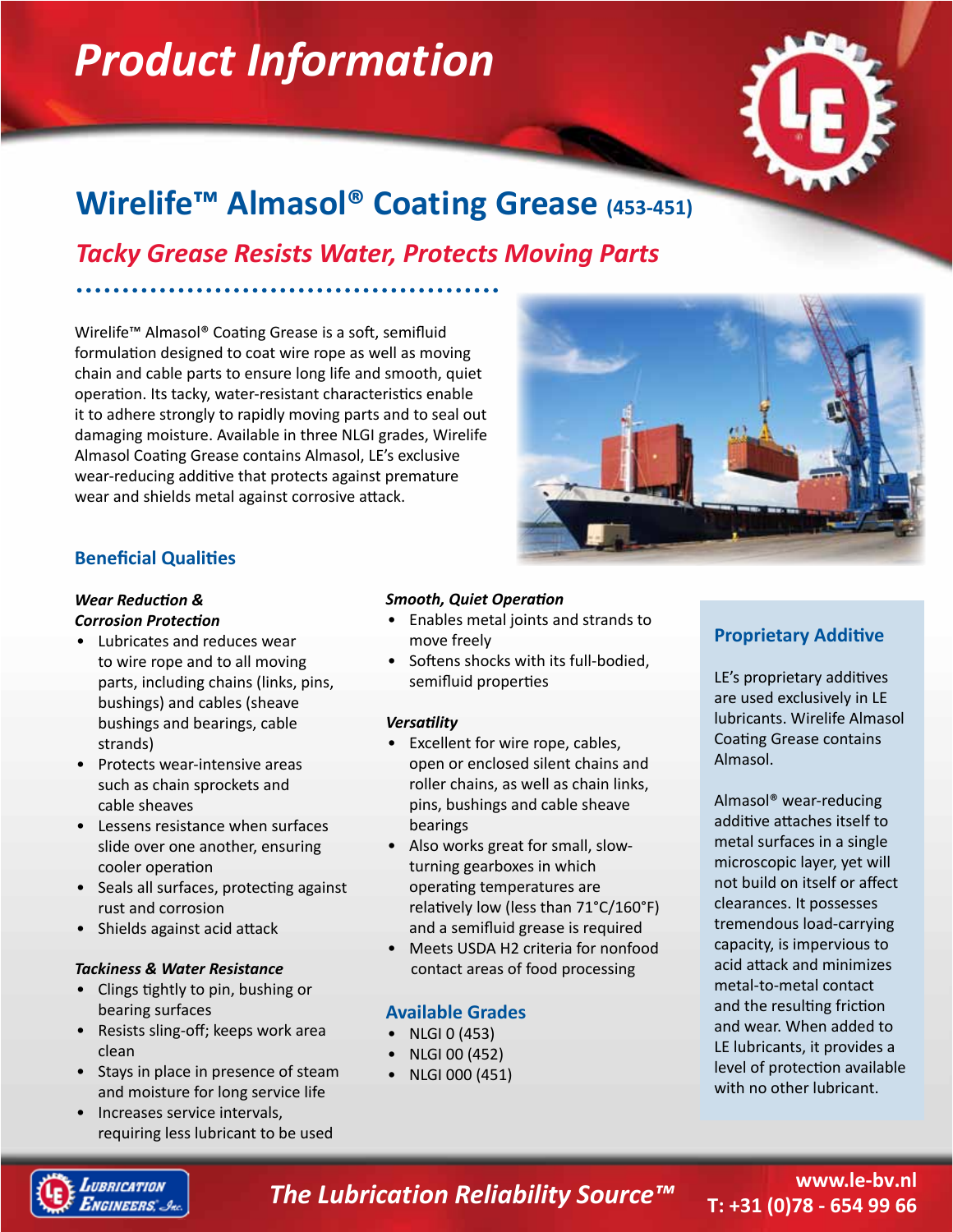# Product Information

## Wirelife™ Almasol® Coating Grease (453-451)

### *Tacky Grease Resists Water, Protects Moving Parts*

Wirelife™ Almasol® Coating Grease is a soft, semifluid formulation designed to coat wire rope as well as moving chain and cable parts to ensure long life and smooth, quiet operation. Its tacky, water-resistant characteristics enable it to adhere strongly to rapidly moving parts and to seal out damaging moisture. Available in three NLGI grades, Wirelife Almasol Coating Grease contains Almasol, LE's exclusive wear-reducing additive that protects against premature wear and shields metal against corrosive attack.

### Beneficial Qualities

***Wear Reduction & Corrosion Protection***

- Lubricates and reduces wear to wire rope and to all moving parts, including chains (links, pins, bushings) and cables (sheave bushings and bearings, cable strands)
- Protects wear-intensive areas such as chain sprockets and cable sheaves
- Lessens resistance when surfaces slide over one another, ensuring cooler operation
- Seals all surfaces, protecting against rust and corrosion
- Shields against acid attack

***Tackiness & Water Resistance***

- Clings tightly to pin, bushing or bearing surfaces
- Resists sling-off; keeps work area clean
- Stays in place in presence of steam and moisture for long service life
- Increases service intervals, requiring less lubricant to be used

***Smooth, Quiet Operation***

- Enables metal joints and strands to move freely
- Softens shocks with its full-bodied, semifluid properties

***Versatility***

- Excellent for wire rope, cables, open or enclosed silent chains and roller chains, as well as chain links, pins, bushings and cable sheave bearings
- Also works great for small, slow-turning gearboxes in which operating temperatures are relatively low (less than 71°C/160°F) and a semifluid grease is required
- Meets USDA H2 criteria for nonfood contact areas of food processing

### Available Grades

- NLGI 0 (453)
- NLGI 00 (452)
- NLGI 000 (451)

### Proprietary Additive

LE's proprietary additives are used exclusively in LE lubricants. Wirelife Almasol Coating Grease contains Almasol.

Almasol® wear-reducing additive attaches itself to metal surfaces in a single microscopic layer, yet will not build on itself or affect clearances. It possesses tremendous load-carrying capacity, is impervious to acid attack and minimizes metal-to-metal contact and the resulting friction and wear. When added to LE lubricants, it provides a level of protection available with no other lubricant.

*The Lubrication Reliability Source™*

www.le-bv.nl
T: +31 (0)78 - 654 99 66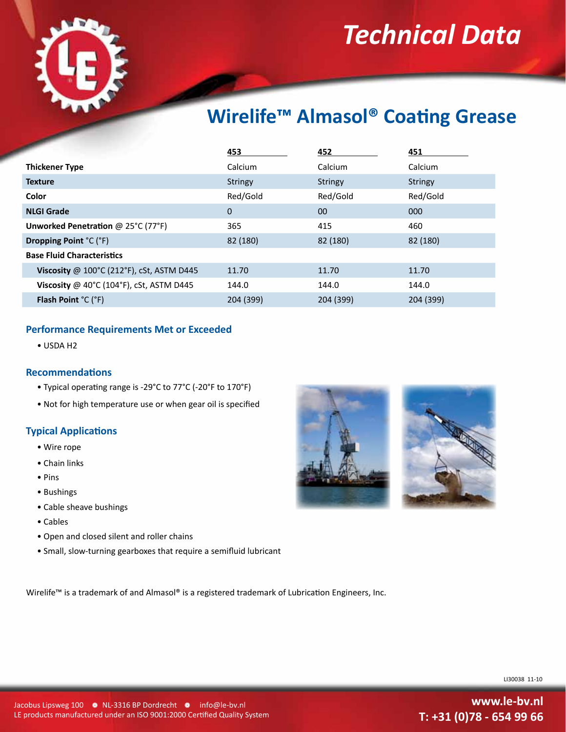# Technical Data

## Wirelife™ Almasol® Coating Grease

| | 453 | 452 | 451 |
|---|---|---|---|
| **Thickener Type** | Calcium | Calcium | Calcium |
| **Texture** | Stringy | Stringy | Stringy |
| **Color** | Red/Gold | Red/Gold | Red/Gold |
| **NLGI Grade** | 0 | 00 | 000 |
| **Unworked Penetration** @ 25°C (77°F) | 365 | 415 | 460 |
| **Dropping Point** °C (°F) | 82 (180) | 82 (180) | 82 (180) |
| **Base Fluid Characteristics** | | | |
| **Viscosity** @ 100°C (212°F), cSt, ASTM D445 | 11.70 | 11.70 | 11.70 |
| **Viscosity** @ 40°C (104°F), cSt, ASTM D445 | 144.0 | 144.0 | 144.0 |
| **Flash Point** °C (°F) | 204 (399) | 204 (399) | 204 (399) |

### Performance Requirements Met or Exceeded

- USDA H2

### Recommendations

- Typical operating range is -29°C to 77°C (-20°F to 170°F)
- Not for high temperature use or when gear oil is specified

### Typical Applications

- Wire rope
- Chain links
- Pins
- Bushings
- Cable sheave bushings
- Cables
- Open and closed silent and roller chains
- Small, slow-turning gearboxes that require a semifluid lubricant

Wirelife™ is a trademark of and Almasol® is a registered trademark of Lubrication Engineers, Inc.

LI30038 11-10

Jacobus Lipsweg 100 • NL-3316 BP Dordrecht • info@le-bv.nl
LE products manufactured under an ISO 9001:2000 Certified Quality System

www.le-bv.nl
T: +31 (0)78 - 654 99 66